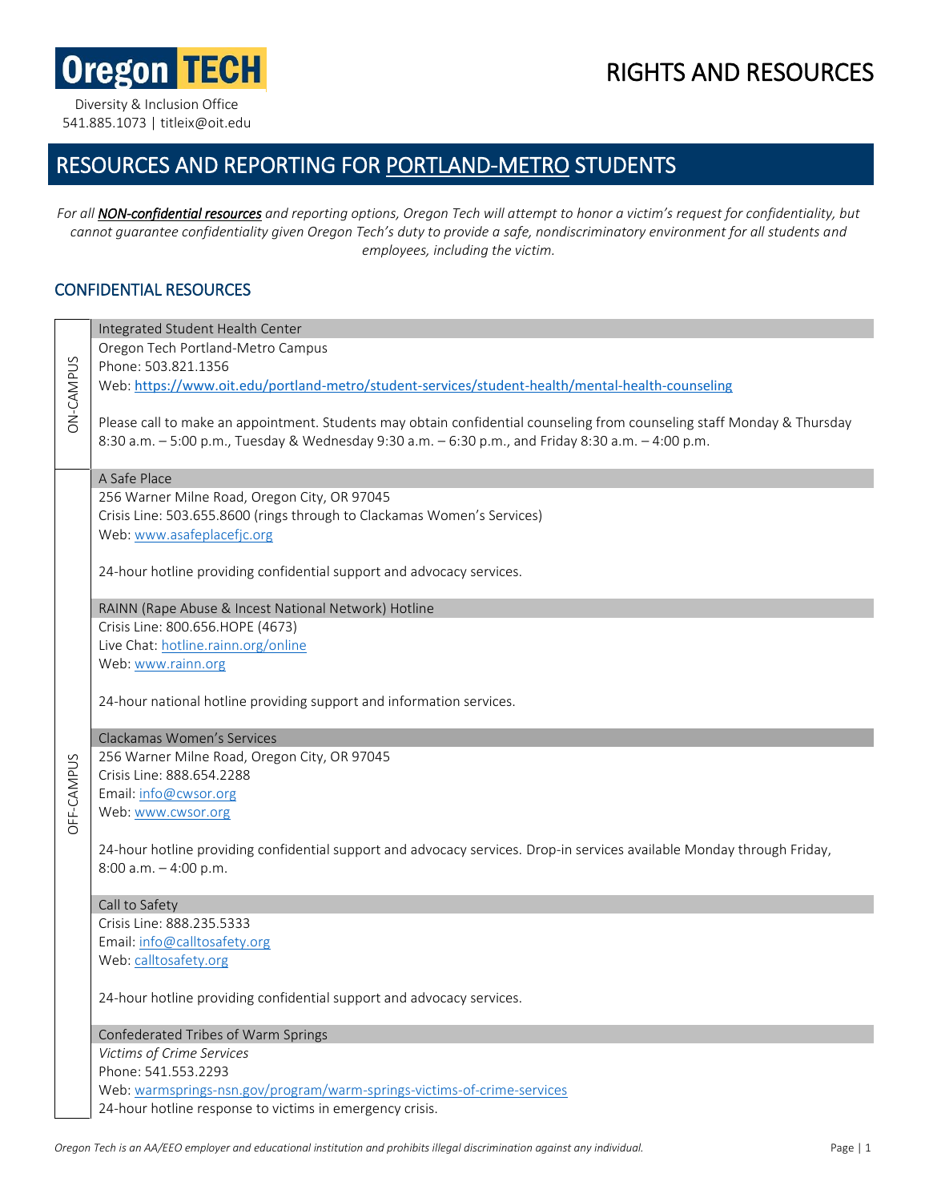**Oregon TECH**

Diversity & Inclusion Office
541.885.1073 | titleix@oit.edu

# RIGHTS AND RESOURCES

## RESOURCES AND REPORTING FOR PORTLAND-METRO STUDENTS

*For all **NON-confidential resources** and reporting options, Oregon Tech will attempt to honor a victim's request for confidentiality, but cannot guarantee confidentiality given Oregon Tech's duty to provide a safe, nondiscriminatory environment for all students and employees, including the victim.*

## CONFIDENTIAL RESOURCES

### ON-CAMPUS

#### Integrated Student Health Center

Oregon Tech Portland-Metro Campus
Phone: 503.821.1356
Web: https://www.oit.edu/portland-metro/student-services/student-health/mental-health-counseling

Please call to make an appointment. Students may obtain confidential counseling from counseling staff Monday & Thursday 8:30 a.m. – 5:00 p.m., Tuesday & Wednesday 9:30 a.m. – 6:30 p.m., and Friday 8:30 a.m. – 4:00 p.m.

### OFF-CAMPUS

#### A Safe Place

256 Warner Milne Road, Oregon City, OR 97045
Crisis Line: 503.655.8600 (rings through to Clackamas Women's Services)
Web: www.asafeplacefjc.org

24-hour hotline providing confidential support and advocacy services.

#### RAINN (Rape Abuse & Incest National Network) Hotline

Crisis Line: 800.656.HOPE (4673)
Live Chat: hotline.rainn.org/online
Web: www.rainn.org

24-hour national hotline providing support and information services.

#### Clackamas Women's Services

256 Warner Milne Road, Oregon City, OR 97045
Crisis Line: 888.654.2288
Email: info@cwsor.org
Web: www.cwsor.org

24-hour hotline providing confidential support and advocacy services. Drop-in services available Monday through Friday, 8:00 a.m. – 4:00 p.m.

#### Call to Safety

Crisis Line: 888.235.5333
Email: info@calltosafety.org
Web: calltosafety.org

24-hour hotline providing confidential support and advocacy services.

#### Confederated Tribes of Warm Springs

*Victims of Crime Services*
Phone: 541.553.2293
Web: warmsprings-nsn.gov/program/warm-springs-victims-of-crime-services
24-hour hotline response to victims in emergency crisis.

*Oregon Tech is an AA/EEO employer and educational institution and prohibits illegal discrimination against any individual.*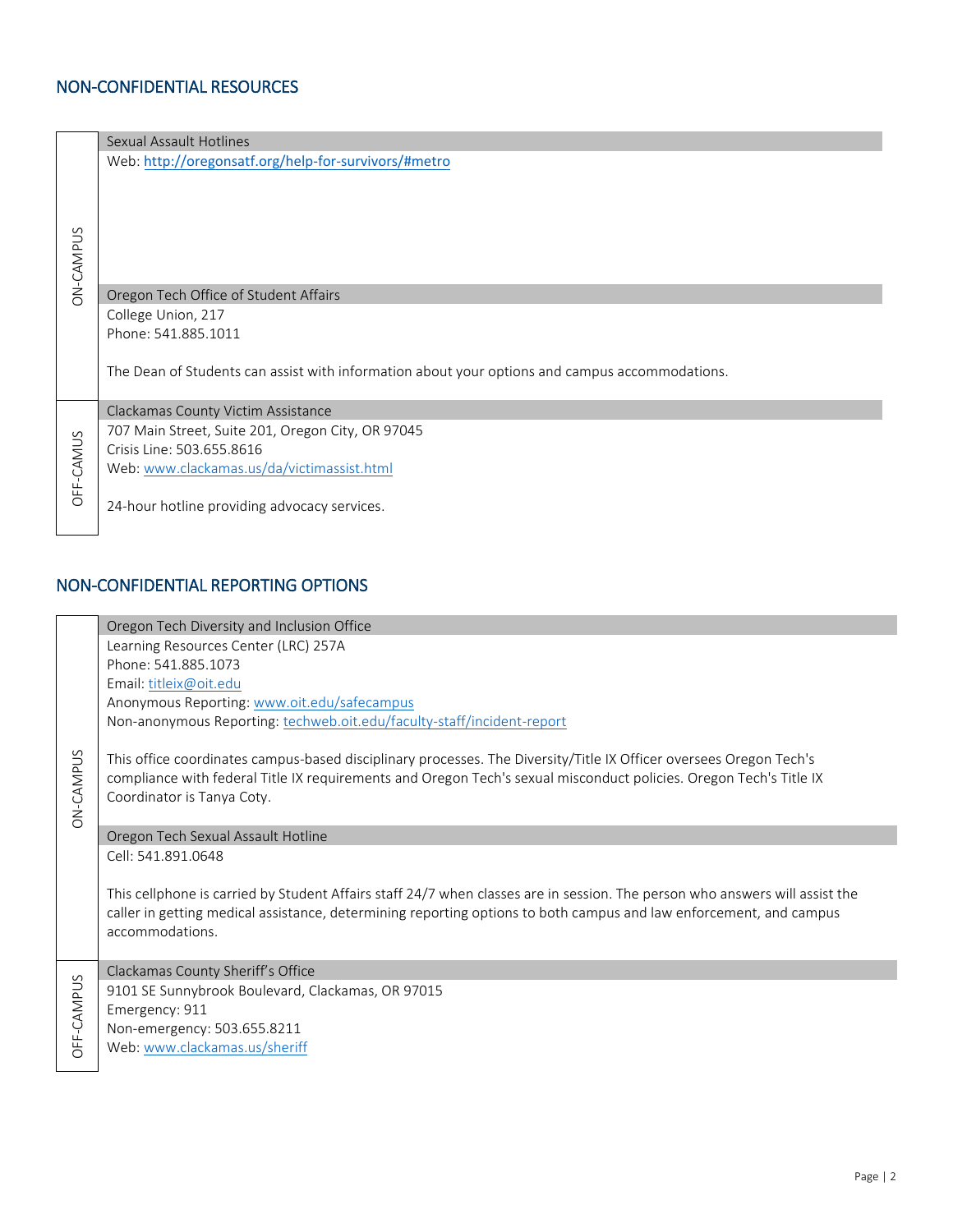## NON-CONFIDENTIAL RESOURCES

### ON-CAMPUS

**Sexual Assault Hotlines**

Web: http://oregonsatf.org/help-for-survivors/#metro

**Oregon Tech Office of Student Affairs**

College Union, 217
Phone: 541.885.1011

The Dean of Students can assist with information about your options and campus accommodations.

### OFF-CAMPUS

**Clackamas County Victim Assistance**

707 Main Street, Suite 201, Oregon City, OR 97045
Crisis Line: 503.655.8616
Web: www.clackamas.us/da/victimassist.html

24-hour hotline providing advocacy services.

## NON-CONFIDENTIAL REPORTING OPTIONS

### ON-CAMPUS

**Oregon Tech Diversity and Inclusion Office**

Learning Resources Center (LRC) 257A
Phone: 541.885.1073
Email: titleix@oit.edu
Anonymous Reporting: www.oit.edu/safecampus
Non-anonymous Reporting: techweb.oit.edu/faculty-staff/incident-report

This office coordinates campus-based disciplinary processes. The Diversity/Title IX Officer oversees Oregon Tech's compliance with federal Title IX requirements and Oregon Tech's sexual misconduct policies. Oregon Tech's Title IX Coordinator is Tanya Coty.

**Oregon Tech Sexual Assault Hotline**

Cell: 541.891.0648

This cellphone is carried by Student Affairs staff 24/7 when classes are in session. The person who answers will assist the caller in getting medical assistance, determining reporting options to both campus and law enforcement, and campus accommodations.

### OFF-CAMPUS

**Clackamas County Sheriff's Office**

9101 SE Sunnybrook Boulevard, Clackamas, OR 97015
Emergency: 911
Non-emergency: 503.655.8211
Web: www.clackamas.us/sheriff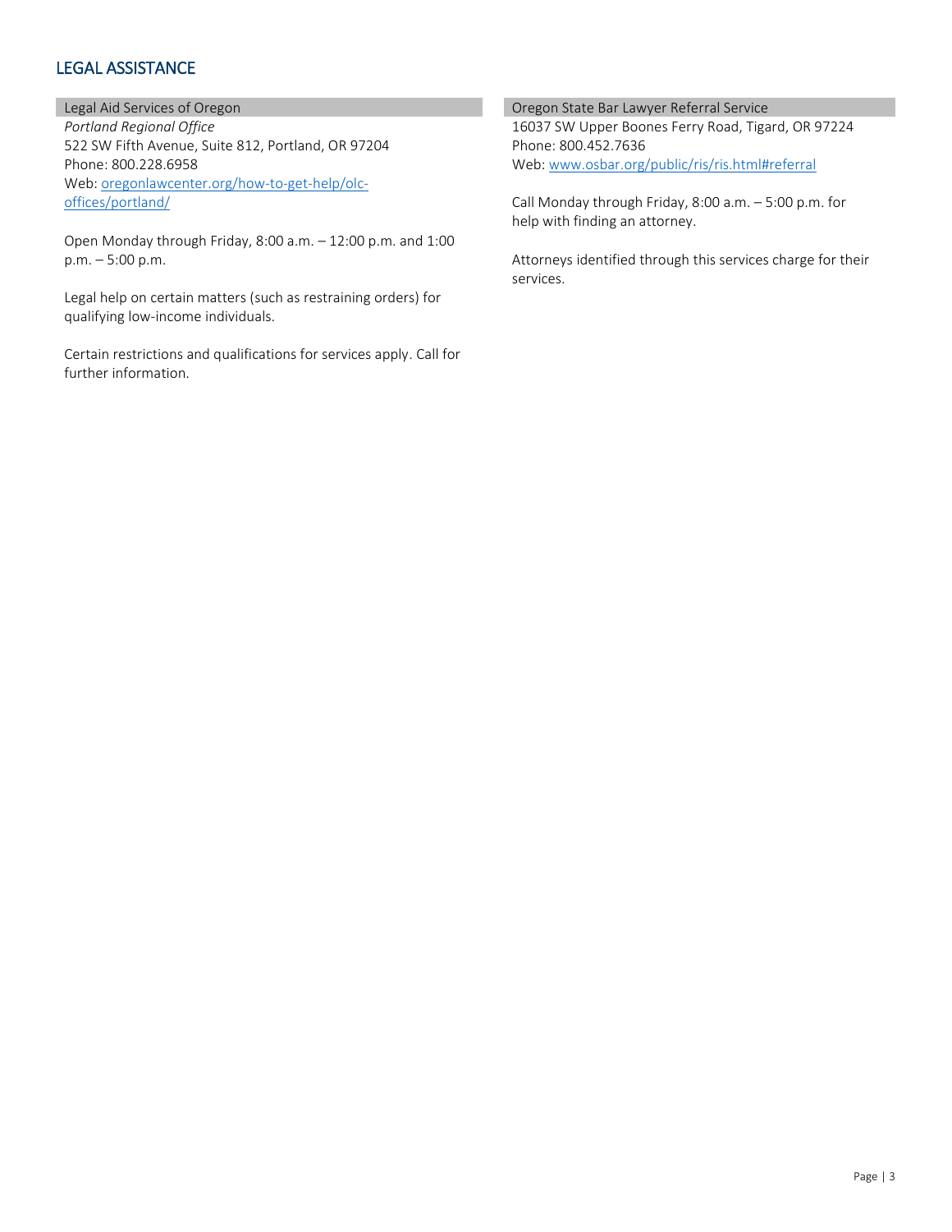## LEGAL ASSISTANCE

### Legal Aid Services of Oregon

*Portland Regional Office*
522 SW Fifth Avenue, Suite 812, Portland, OR 97204
Phone: 800.228.6958
Web: oregonlawcenter.org/how-to-get-help/olc-offices/portland/

Open Monday through Friday, 8:00 a.m. – 12:00 p.m. and 1:00 p.m. – 5:00 p.m.

Legal help on certain matters (such as restraining orders) for qualifying low-income individuals.

Certain restrictions and qualifications for services apply. Call for further information.

### Oregon State Bar Lawyer Referral Service

16037 SW Upper Boones Ferry Road, Tigard, OR 97224
Phone: 800.452.7636
Web: www.osbar.org/public/ris/ris.html#referral

Call Monday through Friday, 8:00 a.m. – 5:00 p.m. for help with finding an attorney.

Attorneys identified through this services charge for their services.